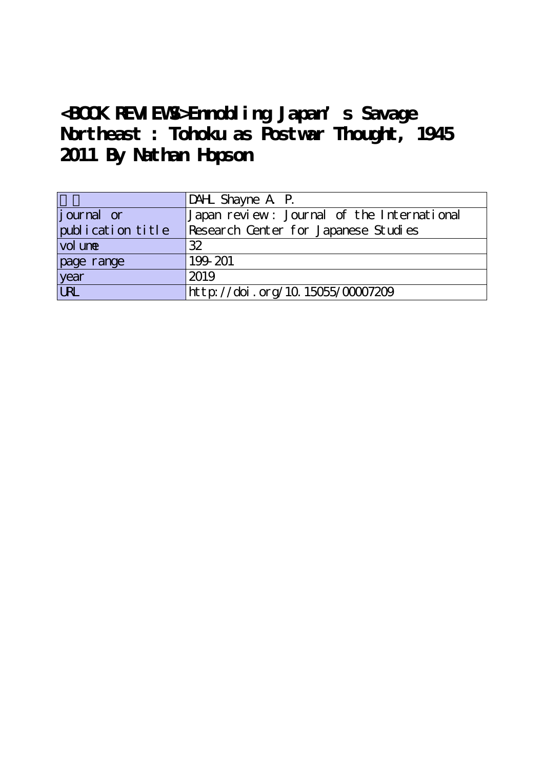# <BOOK REVIEWS>Ennobling Japan's Savage Northeast : Tohoku as Postwar Thought, 1945 2011 By Nathan Hopson

| | |
|---|---|
| 著者 | DAHL Shayne A. P. |
| journal or publication title | Japan review : Journal of the International Research Center for Japanese Studies |
| volume | 32 |
| page range | 199-201 |
| year | 2019 |
| URL | http://doi.org/10.15055/00007209 |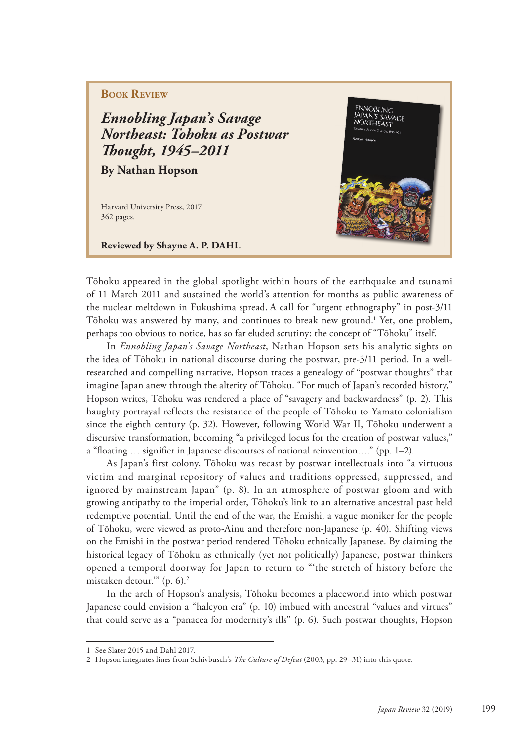**Book Review**

## *Ennobling Japan's Savage Northeast: Tohoku as Postwar Thought, 1945–2011*

**By Nathan Hopson**

Harvard University Press, 2017
362 pages.

**Reviewed by Shayne A. P. DAHL**

Tōhoku appeared in the global spotlight within hours of the earthquake and tsunami of 11 March 2011 and sustained the world's attention for months as public awareness of the nuclear meltdown in Fukushima spread. A call for "urgent ethnography" in post-3/11 Tōhoku was answered by many, and continues to break new ground.[1] Yet, one problem, perhaps too obvious to notice, has so far eluded scrutiny: the concept of "Tōhoku" itself.

In *Ennobling Japan's Savage Northeast*, Nathan Hopson sets his analytic sights on the idea of Tōhoku in national discourse during the postwar, pre-3/11 period. In a well-researched and compelling narrative, Hopson traces a genealogy of "postwar thoughts" that imagine Japan anew through the alterity of Tōhoku. "For much of Japan's recorded history," Hopson writes, Tōhoku was rendered a place of "savagery and backwardness" (p. 2). This haughty portrayal reflects the resistance of the people of Tōhoku to Yamato colonialism since the eighth century (p. 32). However, following World War II, Tōhoku underwent a discursive transformation, becoming "a privileged locus for the creation of postwar values," a "floating … signifier in Japanese discourses of national reinvention…." (pp. 1–2).

As Japan's first colony, Tōhoku was recast by postwar intellectuals into "a virtuous victim and marginal repository of values and traditions oppressed, suppressed, and ignored by mainstream Japan" (p. 8). In an atmosphere of postwar gloom and with growing antipathy to the imperial order, Tōhoku's link to an alternative ancestral past held redemptive potential. Until the end of the war, the Emishi, a vague moniker for the people of Tōhoku, were viewed as proto-Ainu and therefore non-Japanese (p. 40). Shifting views on the Emishi in the postwar period rendered Tōhoku ethnically Japanese. By claiming the historical legacy of Tōhoku as ethnically (yet not politically) Japanese, postwar thinkers opened a temporal doorway for Japan to return to "'the stretch of history before the mistaken detour.'" (p. 6).[2]

In the arch of Hopson's analysis, Tōhoku becomes a placeworld into which postwar Japanese could envision a "halcyon era" (p. 10) imbued with ancestral "values and virtues" that could serve as a "panacea for modernity's ills" (p. 6). Such postwar thoughts, Hopson

---

1 See Slater 2015 and Dahl 2017.

2 Hopson integrates lines from Schivbusch's *The Culture of Defeat* (2003, pp. 29–31) into this quote.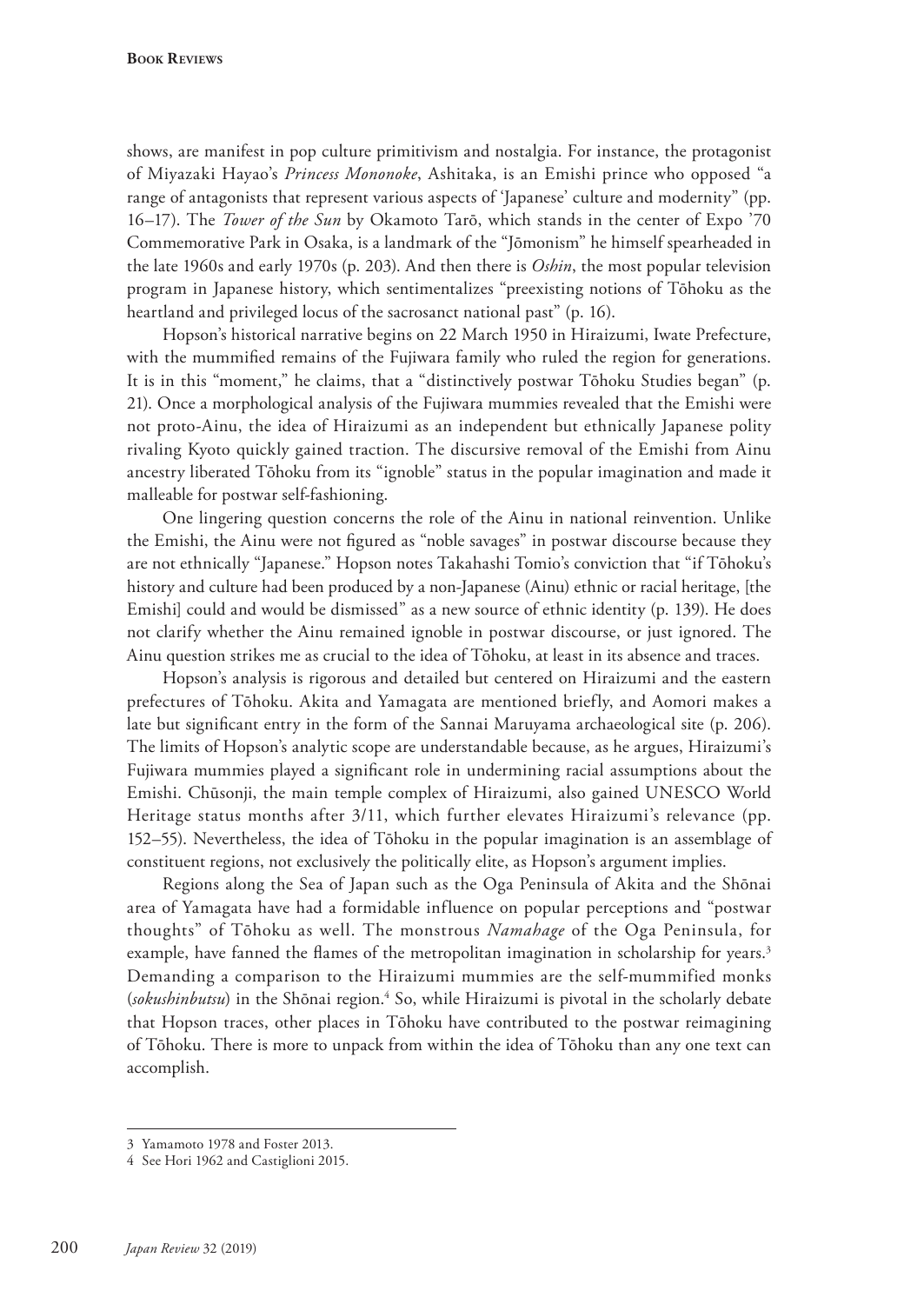shows, are manifest in pop culture primitivism and nostalgia. For instance, the protagonist of Miyazaki Hayao's *Princess Mononoke*, Ashitaka, is an Emishi prince who opposed "a range of antagonists that represent various aspects of 'Japanese' culture and modernity" (pp. 16–17). The *Tower of the Sun* by Okamoto Tarō, which stands in the center of Expo '70 Commemorative Park in Osaka, is a landmark of the "Jōmonism" he himself spearheaded in the late 1960s and early 1970s (p. 203). And then there is *Oshin*, the most popular television program in Japanese history, which sentimentalizes "preexisting notions of Tōhoku as the heartland and privileged locus of the sacrosanct national past" (p. 16).

Hopson's historical narrative begins on 22 March 1950 in Hiraizumi, Iwate Prefecture, with the mummified remains of the Fujiwara family who ruled the region for generations. It is in this "moment," he claims, that a "distinctively postwar Tōhoku Studies began" (p. 21). Once a morphological analysis of the Fujiwara mummies revealed that the Emishi were not proto-Ainu, the idea of Hiraizumi as an independent but ethnically Japanese polity rivaling Kyoto quickly gained traction. The discursive removal of the Emishi from Ainu ancestry liberated Tōhoku from its "ignoble" status in the popular imagination and made it malleable for postwar self-fashioning.

One lingering question concerns the role of the Ainu in national reinvention. Unlike the Emishi, the Ainu were not figured as "noble savages" in postwar discourse because they are not ethnically "Japanese." Hopson notes Takahashi Tomio's conviction that "if Tōhoku's history and culture had been produced by a non-Japanese (Ainu) ethnic or racial heritage, [the Emishi] could and would be dismissed" as a new source of ethnic identity (p. 139). He does not clarify whether the Ainu remained ignoble in postwar discourse, or just ignored. The Ainu question strikes me as crucial to the idea of Tōhoku, at least in its absence and traces.

Hopson's analysis is rigorous and detailed but centered on Hiraizumi and the eastern prefectures of Tōhoku. Akita and Yamagata are mentioned briefly, and Aomori makes a late but significant entry in the form of the Sannai Maruyama archaeological site (p. 206). The limits of Hopson's analytic scope are understandable because, as he argues, Hiraizumi's Fujiwara mummies played a significant role in undermining racial assumptions about the Emishi. Chūsonji, the main temple complex of Hiraizumi, also gained UNESCO World Heritage status months after 3/11, which further elevates Hiraizumi's relevance (pp. 152–55). Nevertheless, the idea of Tōhoku in the popular imagination is an assemblage of constituent regions, not exclusively the politically elite, as Hopson's argument implies.

Regions along the Sea of Japan such as the Oga Peninsula of Akita and the Shōnai area of Yamagata have had a formidable influence on popular perceptions and "postwar thoughts" of Tōhoku as well. The monstrous *Namahage* of the Oga Peninsula, for example, have fanned the flames of the metropolitan imagination in scholarship for years.[3] Demanding a comparison to the Hiraizumi mummies are the self-mummified monks (*sokushinbutsu*) in the Shōnai region.[4] So, while Hiraizumi is pivotal in the scholarly debate that Hopson traces, other places in Tōhoku have contributed to the postwar reimagining of Tōhoku. There is more to unpack from within the idea of Tōhoku than any one text can accomplish.

---

3 Yamamoto 1978 and Foster 2013.

4 See Hori 1962 and Castiglioni 2015.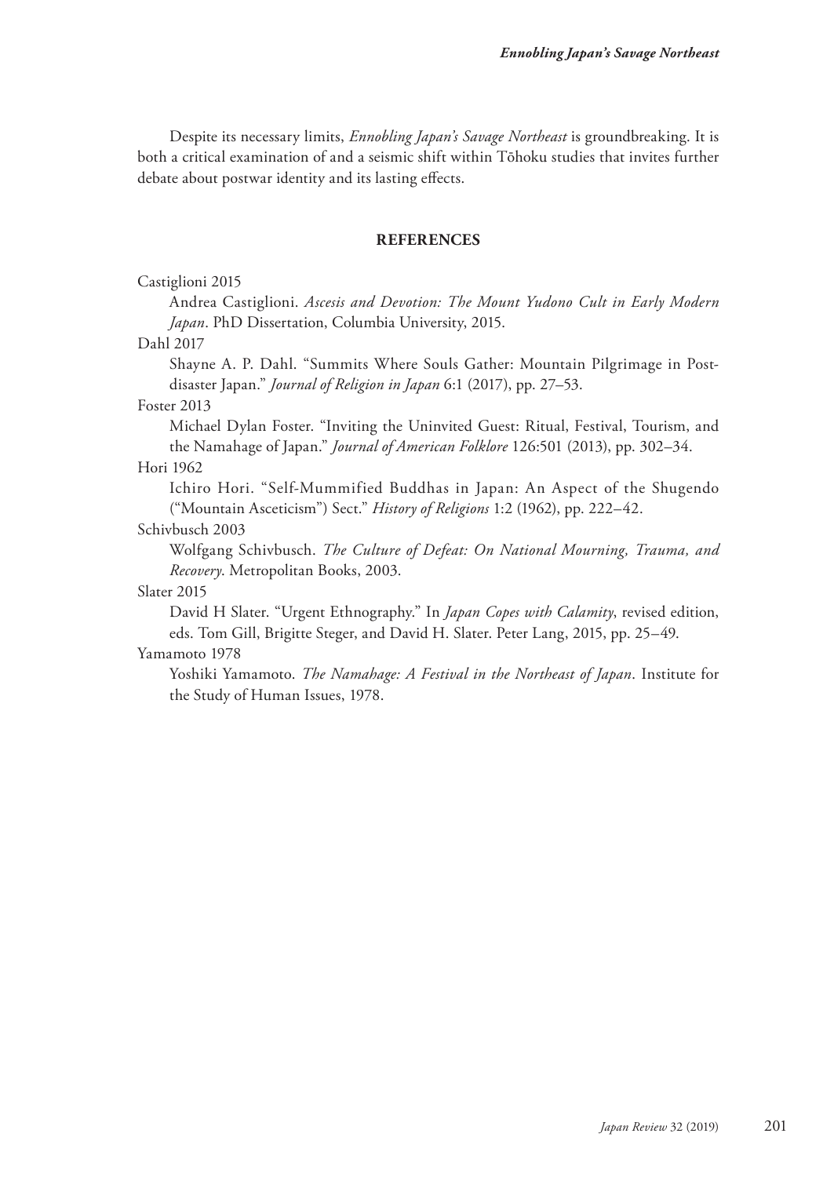Despite its necessary limits, *Ennobling Japan's Savage Northeast* is groundbreaking. It is both a critical examination of and a seismic shift within Tōhoku studies that invites further debate about postwar identity and its lasting effects.

## REFERENCES

Castiglioni 2015

Andrea Castiglioni. *Ascesis and Devotion: The Mount Yudono Cult in Early Modern Japan*. PhD Dissertation, Columbia University, 2015.

Dahl 2017

Shayne A. P. Dahl. "Summits Where Souls Gather: Mountain Pilgrimage in Post-disaster Japan." *Journal of Religion in Japan* 6:1 (2017), pp. 27–53.

Foster 2013

Michael Dylan Foster. "Inviting the Uninvited Guest: Ritual, Festival, Tourism, and the Namahage of Japan." *Journal of American Folklore* 126:501 (2013), pp. 302–34.

Hori 1962

Ichiro Hori. "Self-Mummified Buddhas in Japan: An Aspect of the Shugendo ("Mountain Asceticism") Sect." *History of Religions* 1:2 (1962), pp. 222–42.

Schivbusch 2003

Wolfgang Schivbusch. *The Culture of Defeat: On National Mourning, Trauma, and Recovery*. Metropolitan Books, 2003.

Slater 2015

David H Slater. "Urgent Ethnography." In *Japan Copes with Calamity*, revised edition, eds. Tom Gill, Brigitte Steger, and David H. Slater. Peter Lang, 2015, pp. 25–49.

Yamamoto 1978

Yoshiki Yamamoto. *The Namahage: A Festival in the Northeast of Japan*. Institute for the Study of Human Issues, 1978.